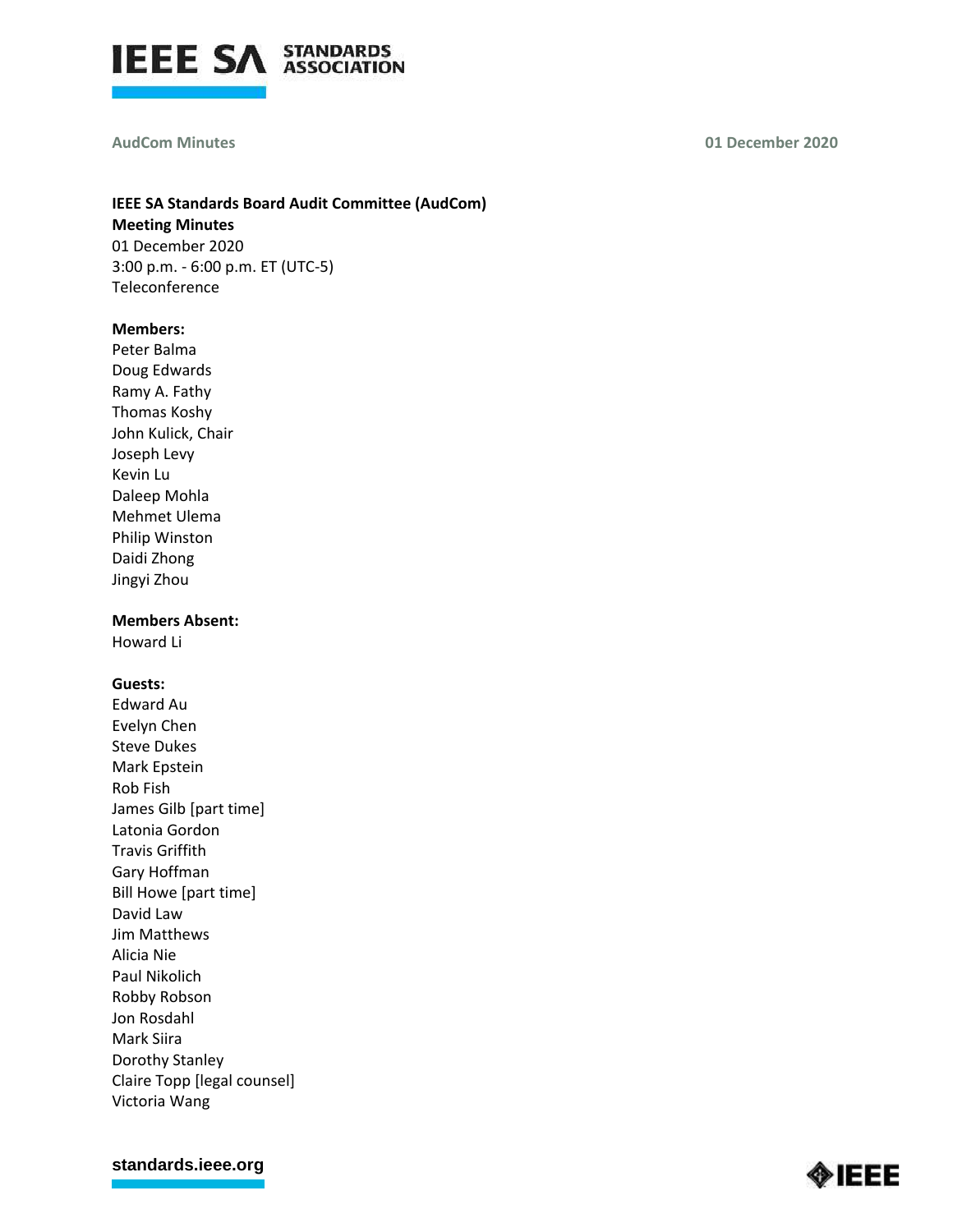**AudCom Minutes** **01 December 2020**

**IEEE SA Standards Board Audit Committee (AudCom)**
**Meeting Minutes**
01 December 2020
3:00 p.m. - 6:00 p.m. ET (UTC-5)
Teleconference

**Members:**
Peter Balma
Doug Edwards
Ramy A. Fathy
Thomas Koshy
John Kulick, Chair
Joseph Levy
Kevin Lu
Daleep Mohla
Mehmet Ulema
Philip Winston
Daidi Zhong
Jingyi Zhou

**Members Absent:**
Howard Li

**Guests:**
Edward Au
Evelyn Chen
Steve Dukes
Mark Epstein
Rob Fish
James Gilb [part time]
Latonia Gordon
Travis Griffith
Gary Hoffman
Bill Howe [part time]
David Law
Jim Matthews
Alicia Nie
Paul Nikolich
Robby Robson
Jon Rosdahl
Mark Siira
Dorothy Stanley
Claire Topp [legal counsel]
Victoria Wang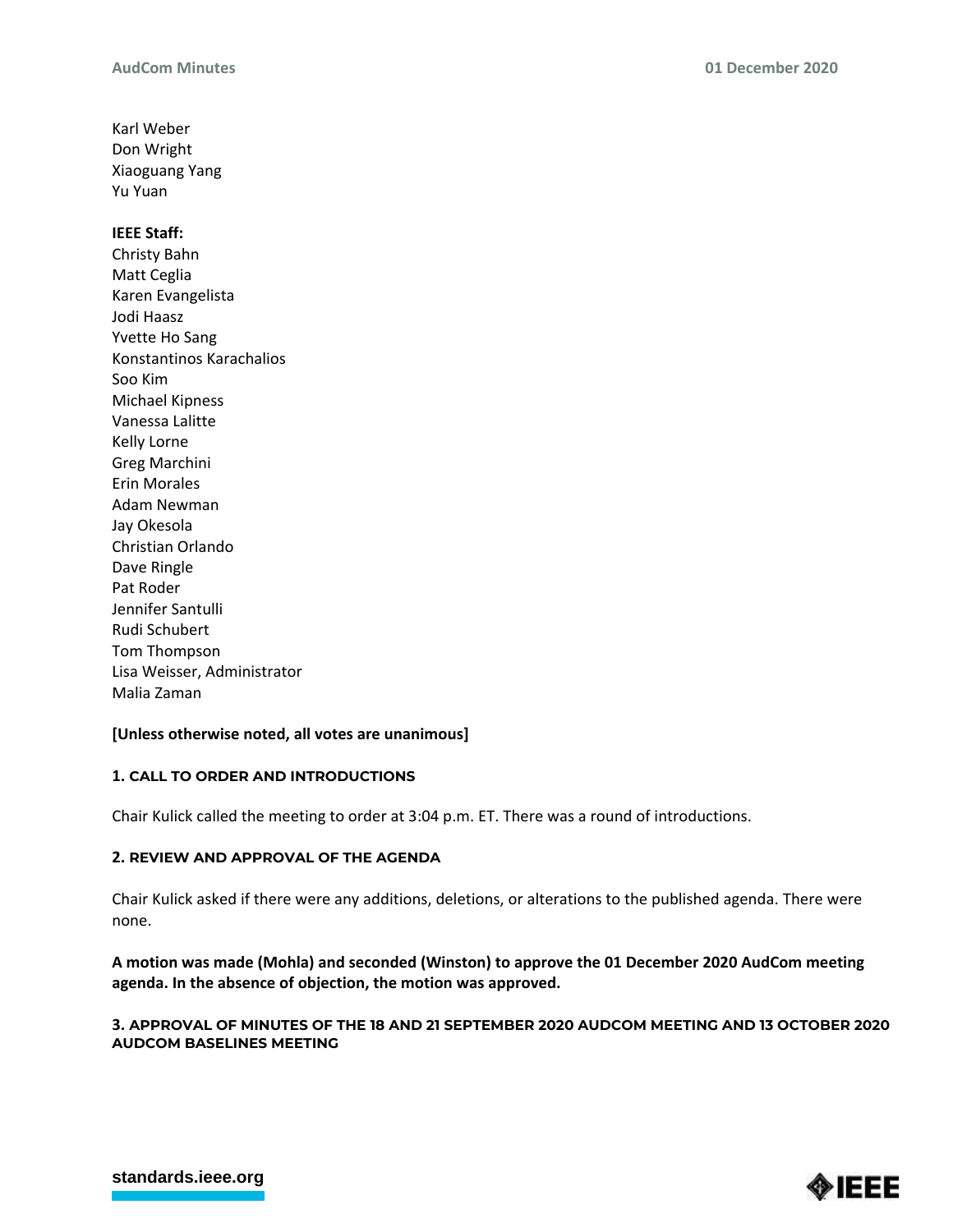Karl Weber
Don Wright
Xiaoguang Yang
Yu Yuan

**IEEE Staff:**
Christy Bahn
Matt Ceglia
Karen Evangelista
Jodi Haasz
Yvette Ho Sang
Konstantinos Karachalios
Soo Kim
Michael Kipness
Vanessa Lalitte
Kelly Lorne
Greg Marchini
Erin Morales
Adam Newman
Jay Okesola
Christian Orlando
Dave Ringle
Pat Roder
Jennifer Santulli
Rudi Schubert
Tom Thompson
Lisa Weisser, Administrator
Malia Zaman

**[Unless otherwise noted, all votes are unanimous]**

## 1. CALL TO ORDER AND INTRODUCTIONS

Chair Kulick called the meeting to order at 3:04 p.m. ET. There was a round of introductions.

## 2. REVIEW AND APPROVAL OF THE AGENDA

Chair Kulick asked if there were any additions, deletions, or alterations to the published agenda. There were none.

**A motion was made (Mohla) and seconded (Winston) to approve the 01 December 2020 AudCom meeting agenda. In the absence of objection, the motion was approved.**

## 3. APPROVAL OF MINUTES OF THE 18 AND 21 SEPTEMBER 2020 AUDCOM MEETING AND 13 OCTOBER 2020 AUDCOM BASELINES MEETING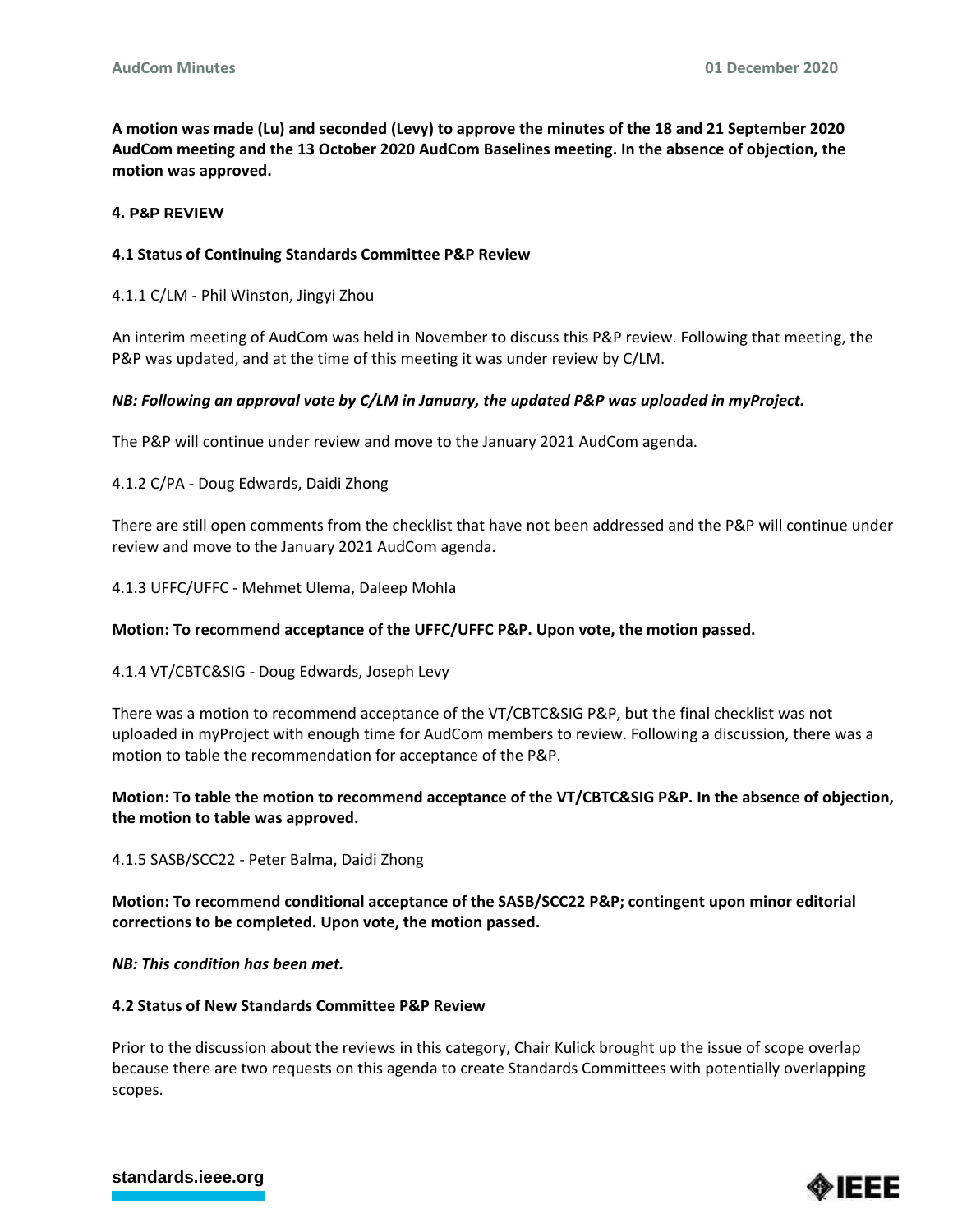**A motion was made (Lu) and seconded (Levy) to approve the minutes of the 18 and 21 September 2020 AudCom meeting and the 13 October 2020 AudCom Baselines meeting. In the absence of objection, the motion was approved.**

## 4. P&P REVIEW

### 4.1 Status of Continuing Standards Committee P&P Review

4.1.1 C/LM - Phil Winston, Jingyi Zhou

An interim meeting of AudCom was held in November to discuss this P&P review. Following that meeting, the P&P was updated, and at the time of this meeting it was under review by C/LM.

***NB: Following an approval vote by C/LM in January, the updated P&P was uploaded in myProject.***

The P&P will continue under review and move to the January 2021 AudCom agenda.

4.1.2 C/PA - Doug Edwards, Daidi Zhong

There are still open comments from the checklist that have not been addressed and the P&P will continue under review and move to the January 2021 AudCom agenda.

4.1.3 UFFC/UFFC - Mehmet Ulema, Daleep Mohla

**Motion: To recommend acceptance of the UFFC/UFFC P&P. Upon vote, the motion passed.**

4.1.4 VT/CBTC&SIG - Doug Edwards, Joseph Levy

There was a motion to recommend acceptance of the VT/CBTC&SIG P&P, but the final checklist was not uploaded in myProject with enough time for AudCom members to review. Following a discussion, there was a motion to table the recommendation for acceptance of the P&P.

**Motion: To table the motion to recommend acceptance of the VT/CBTC&SIG P&P. In the absence of objection, the motion to table was approved.**

4.1.5 SASB/SCC22 - Peter Balma, Daidi Zhong

**Motion: To recommend conditional acceptance of the SASB/SCC22 P&P; contingent upon minor editorial corrections to be completed. Upon vote, the motion passed.**

***NB: This condition has been met.***

### 4.2 Status of New Standards Committee P&P Review

Prior to the discussion about the reviews in this category, Chair Kulick brought up the issue of scope overlap because there are two requests on this agenda to create Standards Committees with potentially overlapping scopes.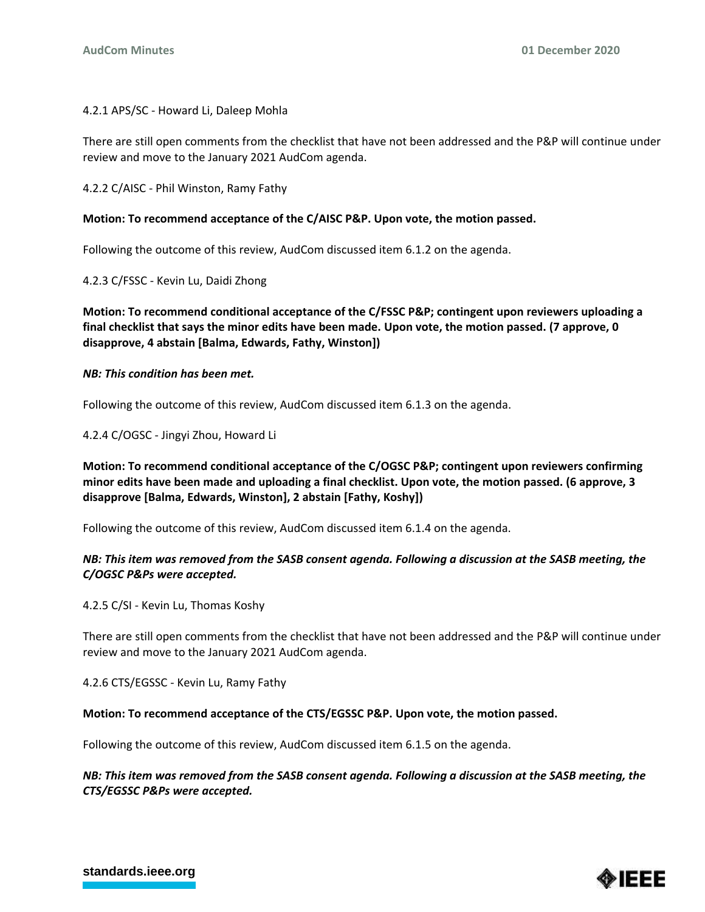4.2.1 APS/SC - Howard Li, Daleep Mohla

There are still open comments from the checklist that have not been addressed and the P&P will continue under review and move to the January 2021 AudCom agenda.

4.2.2 C/AISC - Phil Winston, Ramy Fathy

**Motion: To recommend acceptance of the C/AISC P&P. Upon vote, the motion passed.**

Following the outcome of this review, AudCom discussed item 6.1.2 on the agenda.

4.2.3 C/FSSC - Kevin Lu, Daidi Zhong

**Motion: To recommend conditional acceptance of the C/FSSC P&P; contingent upon reviewers uploading a final checklist that says the minor edits have been made. Upon vote, the motion passed. (7 approve, 0 disapprove, 4 abstain [Balma, Edwards, Fathy, Winston])**

***NB: This condition has been met.***

Following the outcome of this review, AudCom discussed item 6.1.3 on the agenda.

4.2.4 C/OGSC - Jingyi Zhou, Howard Li

**Motion: To recommend conditional acceptance of the C/OGSC P&P; contingent upon reviewers confirming minor edits have been made and uploading a final checklist. Upon vote, the motion passed. (6 approve, 3 disapprove [Balma, Edwards, Winston], 2 abstain [Fathy, Koshy])**

Following the outcome of this review, AudCom discussed item 6.1.4 on the agenda.

***NB: This item was removed from the SASB consent agenda. Following a discussion at the SASB meeting, the C/OGSC P&Ps were accepted.***

4.2.5 C/SI - Kevin Lu, Thomas Koshy

There are still open comments from the checklist that have not been addressed and the P&P will continue under review and move to the January 2021 AudCom agenda.

4.2.6 CTS/EGSSC - Kevin Lu, Ramy Fathy

**Motion: To recommend acceptance of the CTS/EGSSC P&P. Upon vote, the motion passed.**

Following the outcome of this review, AudCom discussed item 6.1.5 on the agenda.

***NB: This item was removed from the SASB consent agenda. Following a discussion at the SASB meeting, the CTS/EGSSC P&Ps were accepted.***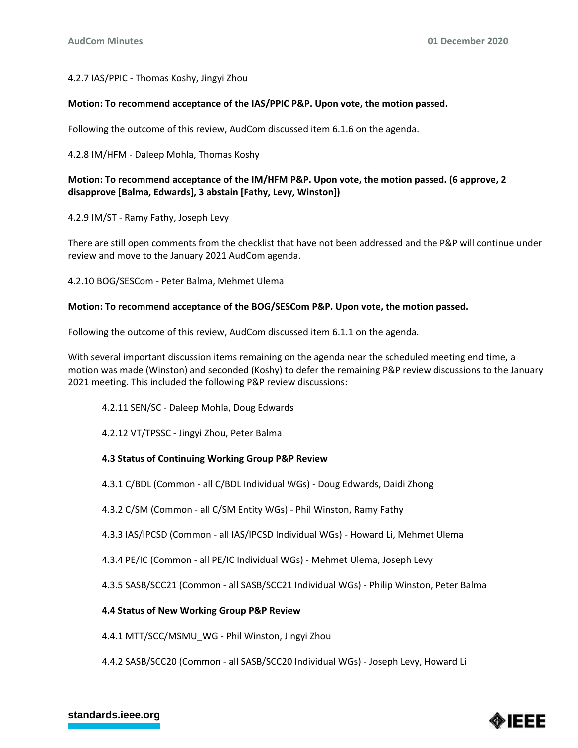4.2.7 IAS/PPIC - Thomas Koshy, Jingyi Zhou

**Motion: To recommend acceptance of the IAS/PPIC P&P. Upon vote, the motion passed.**

Following the outcome of this review, AudCom discussed item 6.1.6 on the agenda.

4.2.8 IM/HFM - Daleep Mohla, Thomas Koshy

**Motion: To recommend acceptance of the IM/HFM P&P. Upon vote, the motion passed. (6 approve, 2 disapprove [Balma, Edwards], 3 abstain [Fathy, Levy, Winston])**

4.2.9 IM/ST - Ramy Fathy, Joseph Levy

There are still open comments from the checklist that have not been addressed and the P&P will continue under review and move to the January 2021 AudCom agenda.

4.2.10 BOG/SESCom - Peter Balma, Mehmet Ulema

**Motion: To recommend acceptance of the BOG/SESCom P&P. Upon vote, the motion passed.**

Following the outcome of this review, AudCom discussed item 6.1.1 on the agenda.

With several important discussion items remaining on the agenda near the scheduled meeting end time, a motion was made (Winston) and seconded (Koshy) to defer the remaining P&P review discussions to the January 2021 meeting. This included the following P&P review discussions:

4.2.11 SEN/SC - Daleep Mohla, Doug Edwards

4.2.12 VT/TPSSC - Jingyi Zhou, Peter Balma

**4.3 Status of Continuing Working Group P&P Review**

4.3.1 C/BDL (Common - all C/BDL Individual WGs) - Doug Edwards, Daidi Zhong

4.3.2 C/SM (Common - all C/SM Entity WGs) - Phil Winston, Ramy Fathy

4.3.3 IAS/IPCSD (Common - all IAS/IPCSD Individual WGs) - Howard Li, Mehmet Ulema

4.3.4 PE/IC (Common - all PE/IC Individual WGs) - Mehmet Ulema, Joseph Levy

4.3.5 SASB/SCC21 (Common - all SASB/SCC21 Individual WGs) - Philip Winston, Peter Balma

**4.4 Status of New Working Group P&P Review**

4.4.1 MTT/SCC/MSMU_WG - Phil Winston, Jingyi Zhou

4.4.2 SASB/SCC20 (Common - all SASB/SCC20 Individual WGs) - Joseph Levy, Howard Li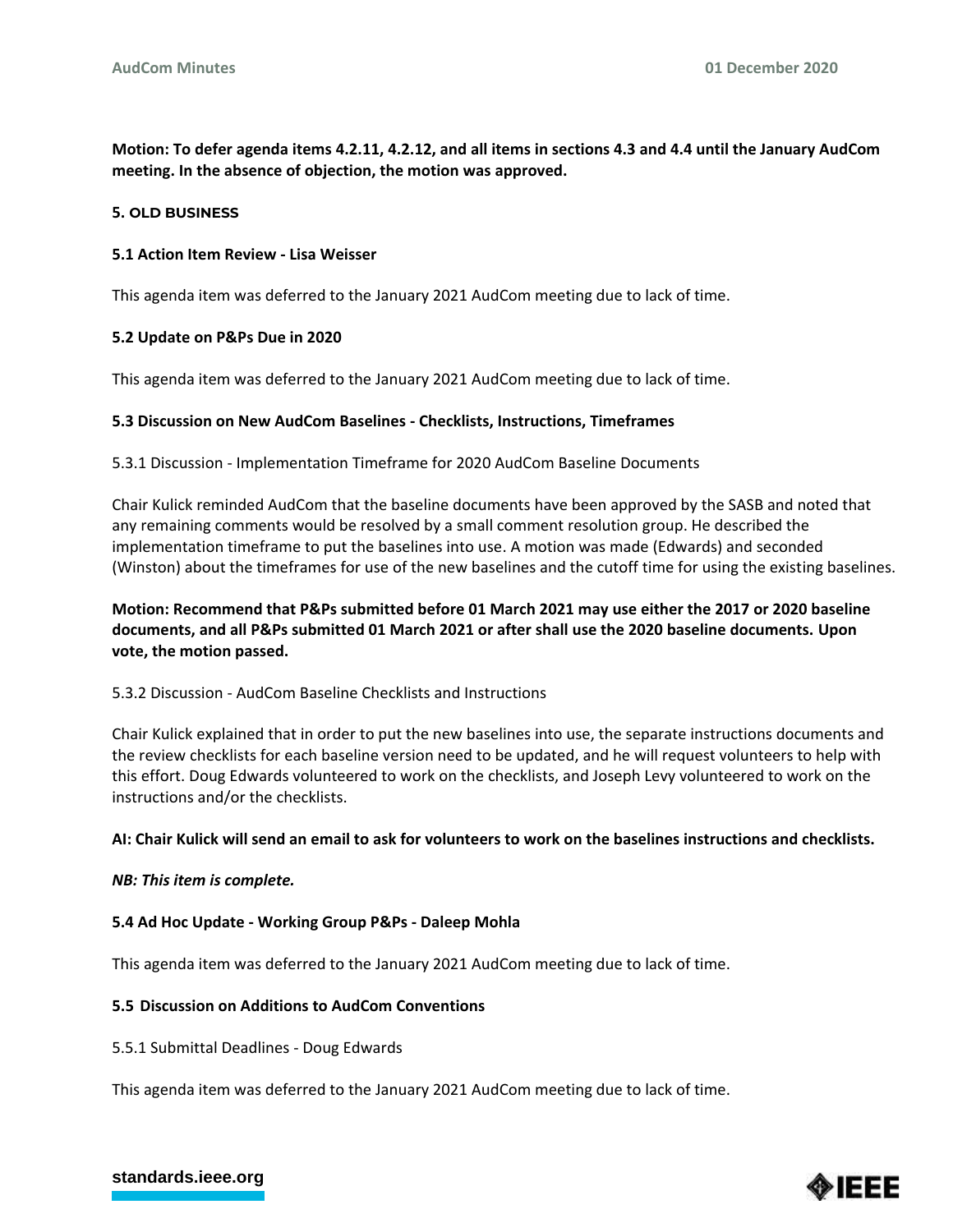**Motion: To defer agenda items 4.2.11, 4.2.12, and all items in sections 4.3 and 4.4 until the January AudCom meeting. In the absence of objection, the motion was approved.**

## 5. OLD BUSINESS

### 5.1 Action Item Review - Lisa Weisser

This agenda item was deferred to the January 2021 AudCom meeting due to lack of time.

### 5.2 Update on P&Ps Due in 2020

This agenda item was deferred to the January 2021 AudCom meeting due to lack of time.

### 5.3 Discussion on New AudCom Baselines - Checklists, Instructions, Timeframes

5.3.1 Discussion - Implementation Timeframe for 2020 AudCom Baseline Documents

Chair Kulick reminded AudCom that the baseline documents have been approved by the SASB and noted that any remaining comments would be resolved by a small comment resolution group. He described the implementation timeframe to put the baselines into use. A motion was made (Edwards) and seconded (Winston) about the timeframes for use of the new baselines and the cutoff time for using the existing baselines.

**Motion: Recommend that P&Ps submitted before 01 March 2021 may use either the 2017 or 2020 baseline documents, and all P&Ps submitted 01 March 2021 or after shall use the 2020 baseline documents. Upon vote, the motion passed.**

5.3.2 Discussion - AudCom Baseline Checklists and Instructions

Chair Kulick explained that in order to put the new baselines into use, the separate instructions documents and the review checklists for each baseline version need to be updated, and he will request volunteers to help with this effort. Doug Edwards volunteered to work on the checklists, and Joseph Levy volunteered to work on the instructions and/or the checklists.

**AI: Chair Kulick will send an email to ask for volunteers to work on the baselines instructions and checklists.**

***NB: This item is complete.***

### 5.4 Ad Hoc Update - Working Group P&Ps - Daleep Mohla

This agenda item was deferred to the January 2021 AudCom meeting due to lack of time.

### 5.5 Discussion on Additions to AudCom Conventions

5.5.1 Submittal Deadlines - Doug Edwards

This agenda item was deferred to the January 2021 AudCom meeting due to lack of time.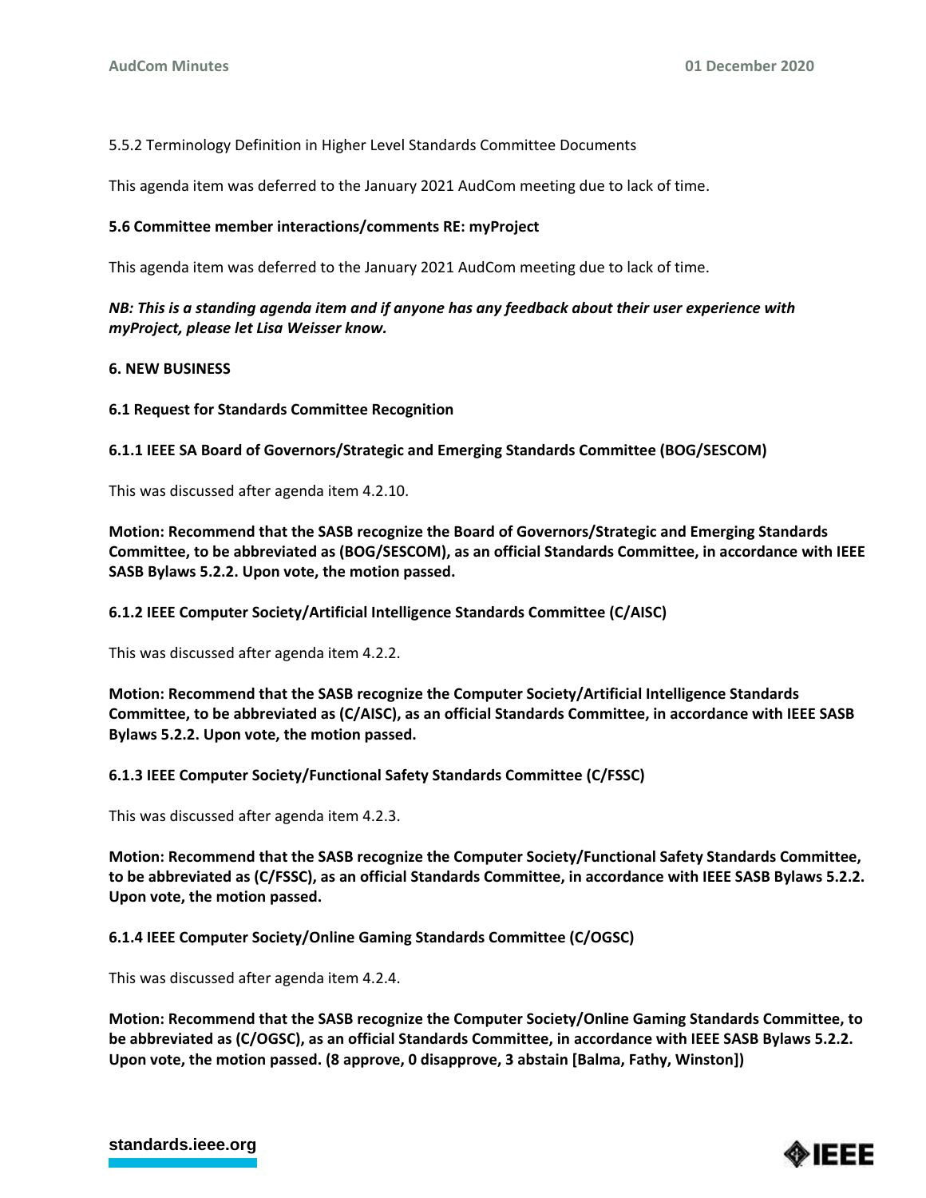5.5.2 Terminology Definition in Higher Level Standards Committee Documents

This agenda item was deferred to the January 2021 AudCom meeting due to lack of time.

**5.6 Committee member interactions/comments RE: myProject**

This agenda item was deferred to the January 2021 AudCom meeting due to lack of time.

***NB: This is a standing agenda item and if anyone has any feedback about their user experience with myProject, please let Lisa Weisser know.***

**6. NEW BUSINESS**

**6.1 Request for Standards Committee Recognition**

**6.1.1 IEEE SA Board of Governors/Strategic and Emerging Standards Committee (BOG/SESCOM)**

This was discussed after agenda item 4.2.10.

**Motion: Recommend that the SASB recognize the Board of Governors/Strategic and Emerging Standards Committee, to be abbreviated as (BOG/SESCOM), as an official Standards Committee, in accordance with IEEE SASB Bylaws 5.2.2. Upon vote, the motion passed.**

**6.1.2 IEEE Computer Society/Artificial Intelligence Standards Committee (C/AISC)**

This was discussed after agenda item 4.2.2.

**Motion: Recommend that the SASB recognize the Computer Society/Artificial Intelligence Standards Committee, to be abbreviated as (C/AISC), as an official Standards Committee, in accordance with IEEE SASB Bylaws 5.2.2. Upon vote, the motion passed.**

**6.1.3 IEEE Computer Society/Functional Safety Standards Committee (C/FSSC)**

This was discussed after agenda item 4.2.3.

**Motion: Recommend that the SASB recognize the Computer Society/Functional Safety Standards Committee, to be abbreviated as (C/FSSC), as an official Standards Committee, in accordance with IEEE SASB Bylaws 5.2.2. Upon vote, the motion passed.**

**6.1.4 IEEE Computer Society/Online Gaming Standards Committee (C/OGSC)**

This was discussed after agenda item 4.2.4.

**Motion: Recommend that the SASB recognize the Computer Society/Online Gaming Standards Committee, to be abbreviated as (C/OGSC), as an official Standards Committee, in accordance with IEEE SASB Bylaws 5.2.2. Upon vote, the motion passed. (8 approve, 0 disapprove, 3 abstain [Balma, Fathy, Winston])**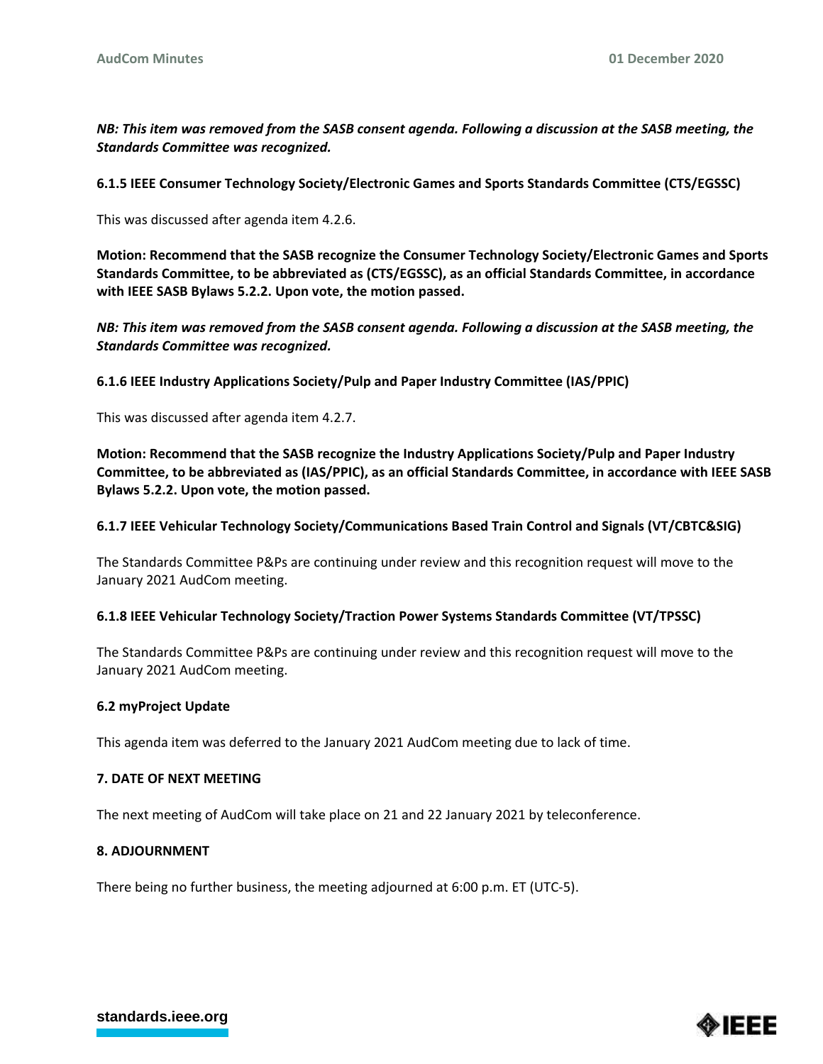***NB: This item was removed from the SASB consent agenda. Following a discussion at the SASB meeting, the Standards Committee was recognized.***

**6.1.5 IEEE Consumer Technology Society/Electronic Games and Sports Standards Committee (CTS/EGSSC)**

This was discussed after agenda item 4.2.6.

**Motion: Recommend that the SASB recognize the Consumer Technology Society/Electronic Games and Sports Standards Committee, to be abbreviated as (CTS/EGSSC), as an official Standards Committee, in accordance with IEEE SASB Bylaws 5.2.2. Upon vote, the motion passed.**

***NB: This item was removed from the SASB consent agenda. Following a discussion at the SASB meeting, the Standards Committee was recognized.***

**6.1.6 IEEE Industry Applications Society/Pulp and Paper Industry Committee (IAS/PPIC)**

This was discussed after agenda item 4.2.7.

**Motion: Recommend that the SASB recognize the Industry Applications Society/Pulp and Paper Industry Committee, to be abbreviated as (IAS/PPIC), as an official Standards Committee, in accordance with IEEE SASB Bylaws 5.2.2. Upon vote, the motion passed.**

**6.1.7 IEEE Vehicular Technology Society/Communications Based Train Control and Signals (VT/CBTC&SIG)**

The Standards Committee P&Ps are continuing under review and this recognition request will move to the January 2021 AudCom meeting.

**6.1.8 IEEE Vehicular Technology Society/Traction Power Systems Standards Committee (VT/TPSSC)**

The Standards Committee P&Ps are continuing under review and this recognition request will move to the January 2021 AudCom meeting.

**6.2 myProject Update**

This agenda item was deferred to the January 2021 AudCom meeting due to lack of time.

**7. DATE OF NEXT MEETING**

The next meeting of AudCom will take place on 21 and 22 January 2021 by teleconference.

**8. ADJOURNMENT**

There being no further business, the meeting adjourned at 6:00 p.m. ET (UTC-5).